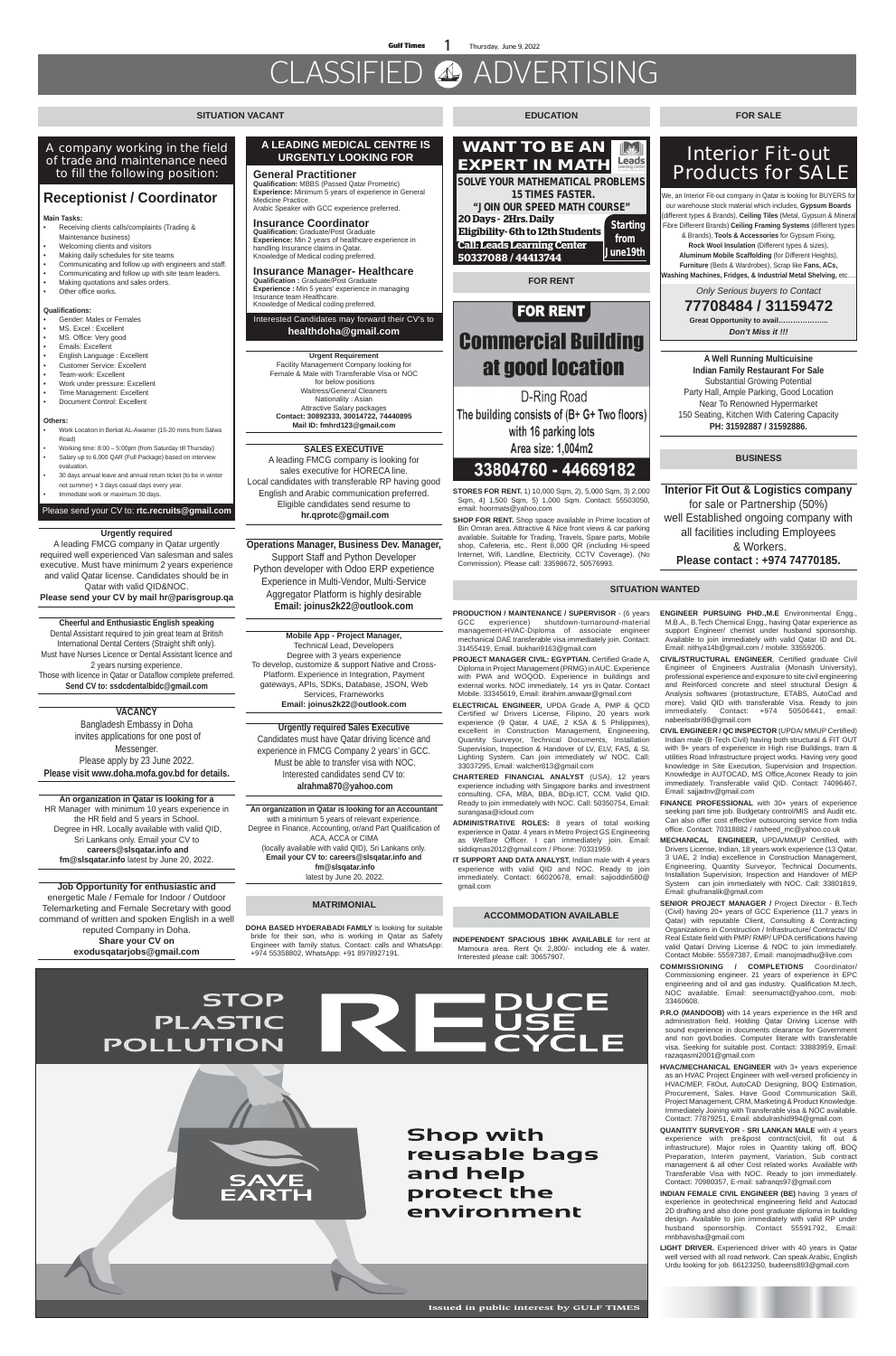# CLASSIFIED ADVERTISING

## SITUATION VACANT

A company working in the field of trade and maintenance need to fill the following position:

### Receptionist / Coordinator

**Main Tasks:**

- Receiving clients calls/complaints (Trading & Maintenance business)
- Welcoming clients and visitors
- Making daily schedules for site teams
- Communicating and follow up with engineers and staff.
- Communicating and follow up with site team leaders.
- Making quotations and sales orders.
- Other office works.

**Qualifications:**

- Gender: Males or Females
- MS. Excel : Excellent
- MS. Office: Very good
- Emails: Excellent
- English Language : Excellent
- Customer Service: Excellent
- Team-work: Excellent
- Work under pressure: Excellent
- Time Management: Excellent
- Document Control: Excellent

**Others:**

- Work Location in Berkat AL-Awamer (15-20 mins from Salwa Road)
- Working time: 8:00 – 5:00pm (from Saturday till Thursday)
- Salary up to 6,000 QAR (Full Package) based on interview evaluation.
- 30 days annual leave and annual return ticket (to be in winter not summer) + 3 days casual days every year.
- Immediate work or maximum 30 days.

Please send your CV to: **rtc.recruits@gmail.com**

---

**Urgently required**

A leading FMCG company in Qatar urgently required well experienced Van salesman and sales executive. Must have minimum 2 years experience and valid Qatar license. Candidates should be in Qatar with valid QID&NOC.
**Please send your CV by mail hr@parisgroup.qa**

---

**Cheerful and Enthusiastic English speaking**
Dental Assistant required to join great team at British International Dental Centers (Straight shift only).
Must have Nurses Licence or Dental Assistant licence and 2 years nursing experience.
Those with licence in Qatar or Dataflow complete preferred.
**Send CV to: ssdcdentalbidc@gmail.com**

---

**VACANCY**

Bangladesh Embassy in Doha invites applications for one post of Messenger.
Please apply by 23 June 2022.
**Please visit www.doha.mofa.gov.bd for details.**

---

**An organization in Qatar is looking for a**
HR Manager with minimum 10 years experience in the HR field and 5 years in School.
Degree in HR. Locally available with valid QID, Sri Lankans only. Email your CV to **careers@slsqatar.info and fm@slsqatar.info** latest by June 20, 2022.

---

**Job Opportunity for enthusiastic and** energetic Male / Female for Indoor / Outdoor Telemarketing and Female Secretary with good command of written and spoken English in a well reputed Company in Doha.
**Share your CV on exodusqatarjobs@gmail.com**

---

### A LEADING MEDICAL CENTRE IS URGENTLY LOOKING FOR

**General Practitioner**
**Qualification:** MBBS (Passed Qatar Prometric)
**Experience:** Minimum 5 years of experience in General Medicine Practice.
Arabic Speaker with GCC experience preferred.

**Insurance Coordinator**
**Qualification:** Graduate/Post Graduate
**Experience:** Min 2 years of healthcare experience in handling Insurance claims in Qatar.
Knowledge of Medical coding preferred.

**Insurance Manager- Healthcare**
**Qualification :** Graduate/Post Graduate
**Experience :** Min 5 years' experience in managing Insurance team Healthcare.
Knowledge of Medical coding preferred.

Interested Candidates may forward their CV's to **healthdoha@gmail.com**

---

**Urgent Requirement**
Facility Management Company looking for Female & Male with Transferable Visa or NOC for below positions
Waitress/General Cleaners
Nationality : Asian
Attractive Salary packages
**Contact: 30892333, 30014722, 74440895**
**Mail ID: fmhrd123@gmail.com**

---

**SALES EXECUTIVE**
A leading FMCG company is looking for sales executive for HORECA line.
Local candidates with transferable RP having good English and Arabic communication preferred.
Eligible candidates send resume to **hr.qprotc@gmail.com**

---

**Operations Manager, Business Dev. Manager,** Support Staff and Python Developer
Python developer with Odoo ERP experience
Experience in Multi-Vendor, Multi-Service Aggregator Platform is highly desirable
**Email: joinus2k22@outlook.com**

---

**Mobile App - Project Manager,**
Technical Lead, Developers
Degree with 3 years experience
To develop, customize & support Native and Cross-Platform. Experience in Integration, Payment gateways, APIs, Slack, Database, JSON, Web Services, Frameworks
**Email: joinus2k22@outlook.com**

---

**Urgently required Sales Executive**
Candidates must have Qatar driving licence and experience in FMCG Company 2 years' in GCC.
Must be able to transfer visa with NOC.
Interested candidates send CV to: **alrahma870@yahoo.com**

---

**An organization in Qatar is looking for an Accountant** with a minimum 5 years of relevant experience.
Degree in Finance, Accounting, or/and Part Qualification of ACA, ACCA or CIMA
(locally available with valid QID), Sri Lankans only.
**Email your CV to: careers@slsqatar.info and fm@slsqatar.info**
latest by June 20, 2022.

---

## MATRIMONIAL

**DOHA BASED HYDERABADI FAMILY** is looking for suitable bride for their son, who is working in Qatar as Safety Engineer with family status. Contact: calls and WhatsApp: +974 55358802, WhatsApp: +91 8978927191.

---

## EDUCATION

**WANT TO BE AN EXPERT IN MATH** — Leads Learning Center
**SOLVE YOUR MATHEMATICAL PROBLEMS 15 TIMES FASTER.**
**"JOIN OUR SPEED MATH COURSE"**
**20 Days - 2Hrs. Daily**
**Eligibility- 6th to 12th Students**
**Call: Leads Learning Center 50337088 / 44413744**
**Starting from June19th**

## FOR RENT

**FOR RENT**
**Commercial Building at good location**
D-Ring Road
The building consists of (B+ G+ Two floors) with 16 parking lots
Area size: 1,004m2
**33804760 - 44669182**

**STORES FOR RENT.** 1) 10,000 Sqm, 2), 5,000 Sqm, 3) 2,000 Sqm, 4) 1,500 Sqm, 5) 1,000 Sqm. Contact: 55503050, email: hoormats@yahoo.com

**SHOP FOR RENT.** Shop space available in Prime location of Bin Omran area. Attractive & Nice front views & car parking available. Suitable for Trading, Travels, Spare parts, Mobile shop, Cafeteria, etc.. Rent 8,000 QR (including Hi-speed Internet, Wifi, Landline, Electricity, CCTV Coverage). (No Commission). Please call: 33598672, 50576993.

## FOR SALE

**Interior Fit-out Products for SALE**

We, an Interior Fit-out company in Qatar is looking for BUYERS for our warehouse stock material which includes, **Gypsum Boards** (different types & Brands), **Ceiling Tiles** (Metal, Gypsum & Mineral Fibre Different Brands) **Ceiling Framing Systems** (different types & Brands), **Tools & Accessories** for Gypsum Fixing, **Rock Wool Insulation** (Different types & sizes), **Aluminum Mobile Scaffolding** (for Different Heights), **Furniture** (Beds & Wardrobes), Scrap like **Fans, ACs, Washing Machines, Fridges, & Industrial Metal Shelving,** etc.....

*Only Serious buyers to Contact*
**77708484 / 31159472**
**Great Opportunity to avail………………..**
***Don't Miss it !!!***

---

**A Well Running Multicuisine Indian Family Restaurant For Sale**
Substantial Growing Potential
Party Hall, Ample Parking, Good Location
Near To Renowned Hypermarket
150 Seating, Kitchen With Catering Capacity
**PH: 31592887 / 31592886.**

## BUSINESS

**Interior Fit Out & Logistics company** for sale or Partnership (50%) well Established ongoing company with all facilities including Employees & Workers.
**Please contact : +974 74770185.**

## SITUATION WANTED

**PRODUCTION / MAINTENANCE / SUPERVISOR** - (6 years GCC experience) shutdown-turnaround-material management-HVAC-Diploma of associate engineer mechanical DAE transferable visa immediately join. Contact: 31455419, Email. bukhari9163@gmail.com

**PROJECT MANAGER CIVIL: EGYPTIAN.** Certified Grade A, Diploma in Project Management (PRMG) in AUC. Experience with PWA and WOQOD. Experience in buildings and external works. NOC immediately, 14 yrs in Qatar. Contact Mobile. 33345619, Email: ibrahim.anwaar@gmail.com

**ELECTRICAL ENGINEER,** UPDA Grade A, PMP & QCD Certified w/ Drivers License, Filipino, 20 years work experience (9 Qatar, 4 UAE, 2 KSA & 5 Philippines), excellent in Construction Management, Engineering, Quantity Surveyor, Technical Documents, Installation Supervision, Inspection & Handover of LV, ELV, FAS, & St. Lighting System. Can join immediately w/ NOC. Call: 33037295, Email: walcher813@gmail.com

**CHARTERED FINANCIAL ANALYST** (USA), 12 years experience including with Singapore banks and investment consulting. CFA, MBA, BBA, BDip.ICT, CCM. Valid QID. Ready to join immediately with NOC. Call: 50350754, Email: surangasa@icloud.com

**ADMINISTRATIVE ROLES:** 8 years of total working experience in Qatar. 4 years in Metro Project GS Engineering as Welfare Officer. I can immediately join. Email: siddiqmas2012@gmail.com / Phone: 70331959.

**IT SUPPORT AND DATA ANALYST.** Indian male with 4 years experience with valid QID and NOC. Ready to join immediately. Contact: 66020678, email: sajioddin580@gmail.com

**ENGINEER PURSUING PHD.,M.E** Environmental Engg., M.B.A., B.Tech Chemical Engg., having Qatar experience as support Engineer/ chemist under husband sponsorship. Available to join immediately with valid Qatar ID and DL. Email: nithya14b@gmail.com / mobile: 33559205.

**CIVIL/STRUCTURAL ENGINEER,** Certified graduate Civil Engineer of Engineers Australia (Monash University), professional experience and exposure to site civil engineering and Reinforced concrete and steel structural Design & Analysis softwares (protastructure, ETABS, AutoCad and more). Valid QID with transferable Visa. Ready to join immediately. Contact: +974 50506441, email: nabeelsabri98@gmail.com

**CIVIL ENGINEER / QC INSPECTOR** (UPDA/ MMUP Certified) Indian male (B-Tech Civil) having both structural & FIT OUT with 9+ years of experience in High rise Buildings, tram & utilities Road Infrastructure project works. Having very good knowledge in Site Execution, Supervision and Inspection. Knowledge in AUTOCAD, MS Office,Aconex Ready to join immediately. Transferable valid QID. Contact: 74096467, Email: sajjadnv@gmail.com

**FINANCE PROFESSIONAL** with 30+ years of experience seeking part time job. Budgetary control/MIS and Audit etc. Can also offer cost effective outsourcing service from India office. Contact: 70318882 / rasheed_mc@yahoo.co.uk

**MECHANICAL ENGINEER,** UPDA/MMUP Certified, with Drivers License, Indian, 18 years work experience (13 Qatar, 3 UAE, 2 India) excellence in Construction Management, Engineering, Quantity Surveyor, Technical Documents, Installation Supervision, Inspection and Handover of MEP System can join immediately with NOC. Call: 33801819, Email: ghufranalik@gmail.com

**SENIOR PROJECT MANAGER /** Project Director - B.Tech (Civil) having 20+ years of GCC Experience (11.7 years in Qatar) with reputable Client, Consulting & Contracting Organizations in Construction / Infrastructure/ Contracts/ ID/ Real Estate field with PMP/ RMP/ UPDA certifications having valid Qatari Driving License & NOC to join immediately. Contact Mobile: 55597387, Email: manojmadhu@live.com

**COMMISSIONING / COMPLETIONS** Coordinator/ Commissioning engineer. 21 years of experience in EPC engineering and oil and gas industry. Qualification M.tech, NOC available. Email: seenumact@yahoo.com, mob: 33460608.

**P.R.O (MANDOOB)** with 14 years experience in the HR and administration field. Holding Qatar Driving License with sound experience in documents clearance for Government and non govt.bodies. Computer literate with transferable visa. Seeking for suitable post. Contact: 33883959, Email: razaqasmi2001@gmail.com

**HVAC/MECHANICAL ENGINEER** with 3+ years experience as an HVAC Project Engineer with well-versed proficiency in HVAC/MEP, FitOut, AutoCAD Designing, BOQ Estimation, Procurement, Sales. Have Good Communication Skill, Project Management, CRM, Marketing & Product Knowledge. Immediately Joining with Transferable visa & NOC available. Contact: 77879251, Email: abdulrashid994@gmail.com

**QUANTITY SURVEYOR - SRI LANKAN MALE** with 4 years experience with pre&post contract(civil, fit out & infrastructure). Major roles in Quantity taking off, BOQ Preparation, Interim payment, Variation, Sub contract management & all other Cost related works Available with Transferable Visa with NOC. Ready to join immediately. Contact: 70980357, E-mail: safranqs97@gmail.com

**INDIAN FEMALE CIVIL ENGINEER (BE)** having 3 years of experience in geotechnical engineering field and Autocad 2D drafting and also done post graduate diploma in building design. Available to join immediately with valid RP under husband sponsorship. Contact 55591792, Email: mnbhavisha@gmail.com

**LIGHT DRIVER.** Experienced driver with 40 years in Qatar well versed with all road network. Can speak Arabic, English Urdu looking for job. 66123250, budeens893@gmail.com

## ACCOMMODATION AVAILABLE

**INDEPENDENT SPACIOUS 1BHK AVAILABLE** for rent at Mamoura area. Rent Qr. 2,800/- including ele & water. Interested please call: 30657907.

---

**STOP PLASTIC POLLUTION**
**REDUCE REUSE RECYCLE**
SAVE EARTH
**Shop with reusable bags and help protect the environment**

Issued in public interest by GULF TIMES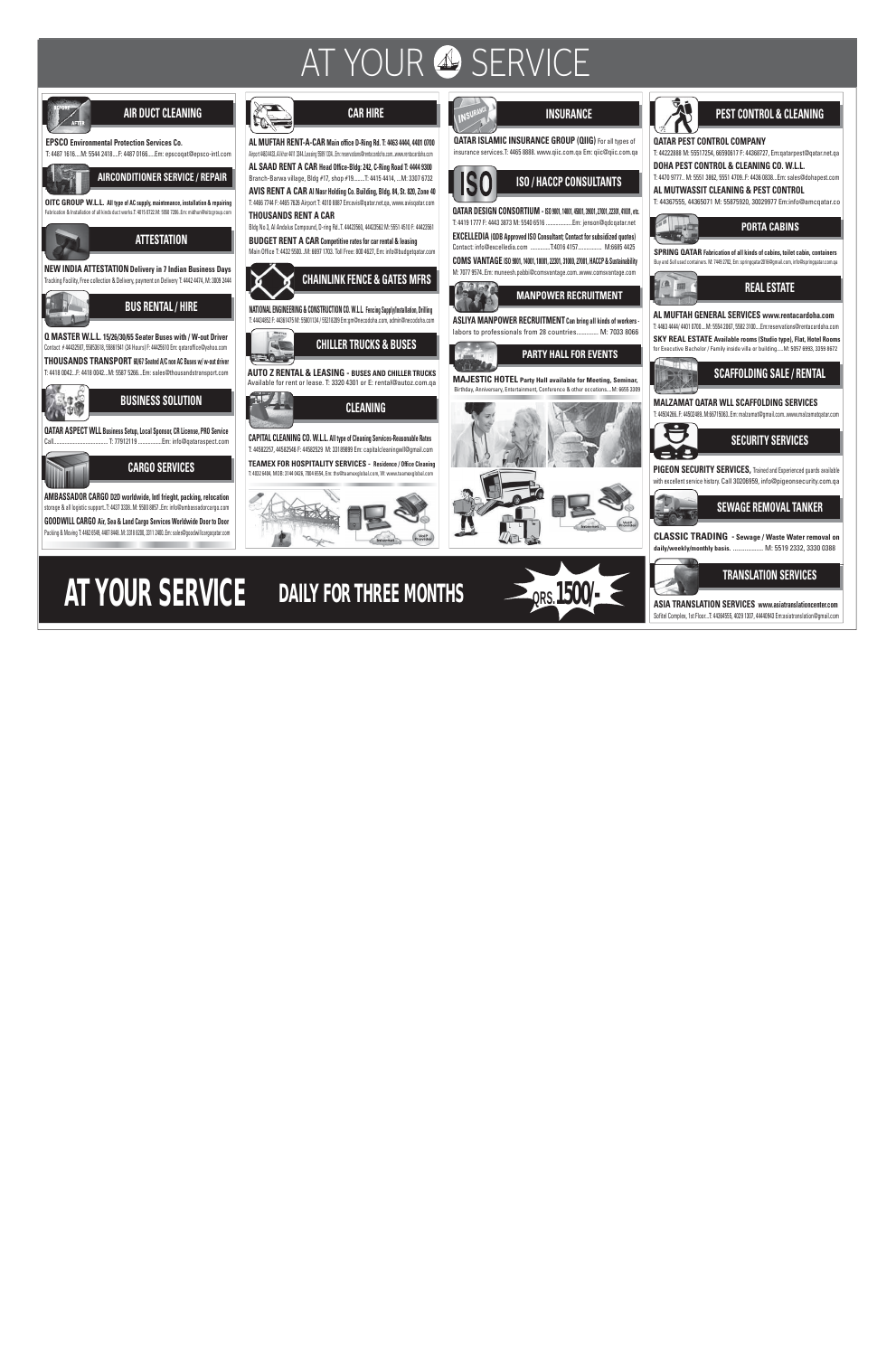# AT YOUR SERVICE

## AIR DUCT CLEANING

**EPSCO Environmental Protection Services Co.**
T: 4487 1616.....M: 5544 2418....F: 4487 0166.....Em: epscoqat@epsco-intl.com

## AIRCONDITIONER SERVICE / REPAIR

**OITC GROUP W.L.L.** All type of AC supply, maintenance, installation & repairing
Fabrication & Installation of all kinds duct works T: 4015 8722,M: 5550 7286, Em: midhun@oitcgroup.com

## ATTESTATION

**NEW INDIA ATTESTATION Delivery in 7 Indian Business Days**
Tracking Facility, Free collection & Delivery, payment on Delivery T: 4442 4474, M: 3809 2444

## BUS RENTAL / HIRE

**Q MASTER W.L.L. 15/26/30/65 Seater Buses with / W-out Driver**
Contact # 44432597, 55853618, 55861541 (24 Hours) F: 44425610 Em: qataroffice@yahoo.com

**THOUSANDS TRANSPORT 60/67 Seated A/C non AC Buses w/ w-out driver**
T: 4418 0042...F: 4418 0043... M: 5587 5266... Em: sales@thousandstransport.com

## BUSINESS SOLUTION

**QATAR ASPECT WLL Business Setup, Local Sponsor, CR License, PRO Service**
Call................................ T: 77912119 ...............Em: info@qataraspect.com

## CARGO SERVICES

**AMBASSADOR CARGO D2D worldwide, Intl frieght, packing, relocation**
storage & all logistic support. T: 4437 3338, M: 5580 8857 ,Em: info@ambassadorcargo.com

**GOODWILL CARGO Air, Sea & Land Cargo Services Worldwide Door to Door**
Packing & Moving T: 4462 6549, 4487 8448, M: 3318 6200, 3311 2400, Em: sales@goodwillcargoqatar.com

## CAR HIRE

**AL MUFTAH RENT-A-CAR Main office D-Ring Rd. T: 4463 4444, 4401 0700**
Airport 4463 4433, Al Khor 4411 3344, Leasing 5589 1334, Em: reservations@rentacardoha.com, www.rentacardoha.com

**AL SAAD RENT A CAR Head Office-Bldg: 242, C-Ring Road T: 4444 9300**
Branch-Barwa village, Bldg #17, shop #19........T: 4415 4414, ...M: 3307 6732

**AVIS RENT A CAR Al Nasr Holding Co. Building, Bldg. 94, St. 820, Zone 40**
T: 4466 7744 F: 4465 7626 Airport T: 4010 8887 Em:avis@qatar.net.qa, www.avisqatar.com

**THOUSANDS RENT A CAR**
Bldg No 3, Al Andalus Compound, D-ring Rd.,T: 44423560, 44423562 M: 5551 4510 F: 44423561

**BUDGET RENT A CAR Competitive rates for car rental & leasing**
Main Office T: 4432 5500. ,M: 6697 1703, Toll Free: 800 4627, Em: info@budgetqatar.com

## CHAINLINK FENCE & GATES MFRS

**NATIONAL ENGINEERING & CONSTRUCTION CO. W.L.L. Fencing Supply/Installation, Drilling**
T: 44434652, F: 44361475 M: 55801134 / 55218289 Em: gm@necodoha.com, admin@necodoha.com

## CHILLER TRUCKS & BUSES

**AUTO Z RENTAL & LEASING - BUSES AND CHILLER TRUCKS**
Available for rent or lease. T: 3320 4301 or E: rental@autoz.com.qa

## CLEANING

**CAPITAL CLEANING CO. W.L.L. All type of Cleaning Services-Reasonable Rates**
T: 44582257, 44582548 F: 44582529 M: 33189899 Em: capitalcleaningwll@gmail.com

**TEAMEX FOR HOSPITALITY SERVICES - Residence / Office Cleaning**
T: 4032 6404, M/0B: 3144 0435, 7004 6594, Em: tfhs@teamexglobal.com, W: www.teamexglobal.com

## INSURANCE

**QATAR ISLAMIC INSURANCE GROUP (QIIG)** For all types of insurance services.T: 4465 8888. www.qiic.com.qa Em: qiic@qiic.com.qa

## ISO / HACCP CONSULTANTS

**QATAR DESIGN CONSORTIUM - ISO 9001, 14001, 45001, 39001, 27001, 22301, 41001, etc.**
T: 4419 1777 F: 4443 3873 M: 5540 6516 .................Em: jenson@qdcqatar.net

**EXCELLEDIA (QDB Approved ISO Consultant; Contact for subsidized quotes)**
Contact: info@excelledia.com ..............T:4016 4157............... M:6685 4425

**COMS VANTAGE ISO 9001, 14001, 18001, 22301, 31000, 27001, HACCP & Sustainability**
M: 7077 9574..Em: muneesh.pabbi@comsvantage.com..www.comsvantage.com

## MANPOWER RECRUITMENT

**ASLIYA MANPOWER RECRUITMENT Can bring all kinds of workers -** labors to professionals from 28 countries............. M: 7033 8066

## PARTY HALL FOR EVENTS

**MAJESTIC HOTEL Party Hall available for Meeting, Seminar,**
Birthday, Anniversary, Entertainment, Conference & other occasions....M: 6655 3309

## PEST CONTROL & CLEANING

**QATAR PEST CONTROL COMPANY**
T: 44222888 M: 55517254, 66590617 F: 44368727, Em:qatarpest@qatar.net.qa

**DOHA PEST CONTROL & CLEANING CO. W.L.L.**
T: 4470 9777.. M: 5551 3862, 5551 4709, F: 4436 0638...Em: sales@dohapest.com

**AL MUTWASSIT CLEANING & PEST CONTROL**
T: 44367555, 44365071 M: 55875920, 30029977 Em:info@amcqatar.co

## PORTA CABINS

**SPRING QATAR Fabrication of all kinds of cabins, toilet cabin, containers**
Buy and Sell used containers. M: 7449 2793, Em: springqatar2016@gmail.com, info@springqatar.com.qa

## REAL ESTATE

**AL MUFTAH GENERAL SERVICES www.rentacardoha.com**
T: 4463 4444/ 4401 0700....M: 5554 2067, 5582 3100....Em:reservations@rentacardoha.com

**SKY REAL ESTATE Available rooms (Studio type), Flat, Hotel Rooms**
for Executive Bachelor / Family inside villa or building.....M: 5057 6993, 3359 8672

## SCAFFOLDING SALE / RENTAL

**MALZAMAT QATAR WLL SCAFFOLDING SERVICES**
T: 44504266, F: 44502489, M:66715063, Em: malzamat@gmail.com..www.malzamatqatar.com

## SECURITY SERVICES

**PIGEON SECURITY SERVICES,** Trained and Experienced guards available with excellent service history. Call 30200959, info@pigeonsecurity.com.qa

## SEWAGE REMOVAL TANKER

**CLASSIC TRADING - Sewage / Waste Water removal on daily/weekly/monthly basis.** ................. M: 5519 2332, 3330 0388

## TRANSLATION SERVICES

**ASIA TRANSLATION SERVICES www.asiatranslationcenter.com**
Sofitel Complex, 1st Floor...T: 44364555, 4029 1307, 44440943 Em:asiatranslation@gmail.com

---

**AT YOUR SERVICE** DAILY FOR THREE MONTHS QRS.1500/-